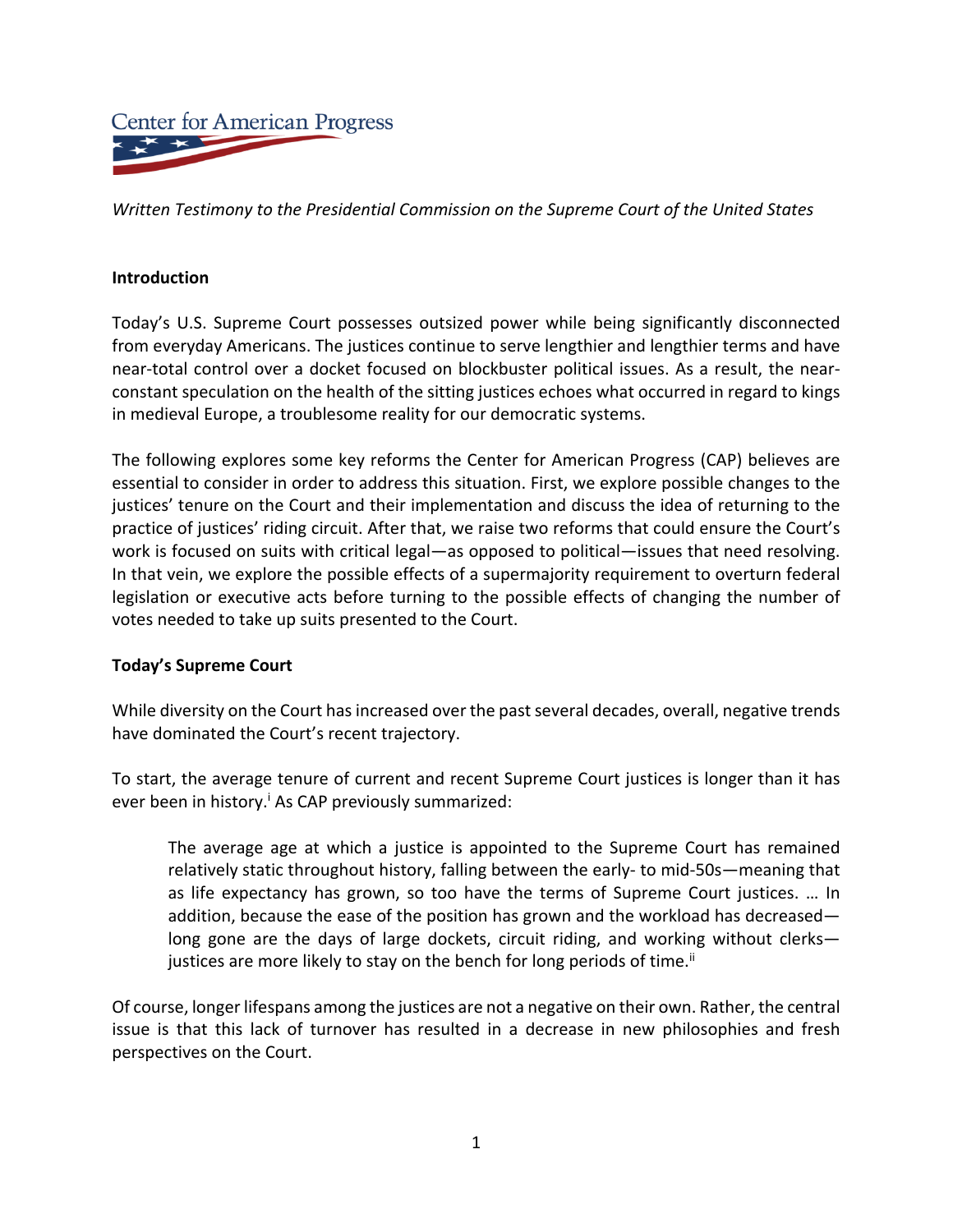Center for American Progress

*Written Testimony to the Presidential Commission on the Supreme Court of the United States*

**Introduction**

Today's U.S. Supreme Court possesses outsized power while being significantly disconnected from everyday Americans. The justices continue to serve lengthier and lengthier terms and have near-total control over a docket focused on blockbuster political issues. As a result, the near-constant speculation on the health of the sitting justices echoes what occurred in regard to kings in medieval Europe, a troublesome reality for our democratic systems.

The following explores some key reforms the Center for American Progress (CAP) believes are essential to consider in order to address this situation. First, we explore possible changes to the justices' tenure on the Court and their implementation and discuss the idea of returning to the practice of justices' riding circuit. After that, we raise two reforms that could ensure the Court's work is focused on suits with critical legal—as opposed to political—issues that need resolving. In that vein, we explore the possible effects of a supermajority requirement to overturn federal legislation or executive acts before turning to the possible effects of changing the number of votes needed to take up suits presented to the Court.

**Today's Supreme Court**

While diversity on the Court has increased over the past several decades, overall, negative trends have dominated the Court's recent trajectory.

To start, the average tenure of current and recent Supreme Court justices is longer than it has ever been in history.[i] As CAP previously summarized:

> The average age at which a justice is appointed to the Supreme Court has remained relatively static throughout history, falling between the early- to mid-50s—meaning that as life expectancy has grown, so too have the terms of Supreme Court justices. … In addition, because the ease of the position has grown and the workload has decreased—long gone are the days of large dockets, circuit riding, and working without clerks—justices are more likely to stay on the bench for long periods of time.[ii]

Of course, longer lifespans among the justices are not a negative on their own. Rather, the central issue is that this lack of turnover has resulted in a decrease in new philosophies and fresh perspectives on the Court.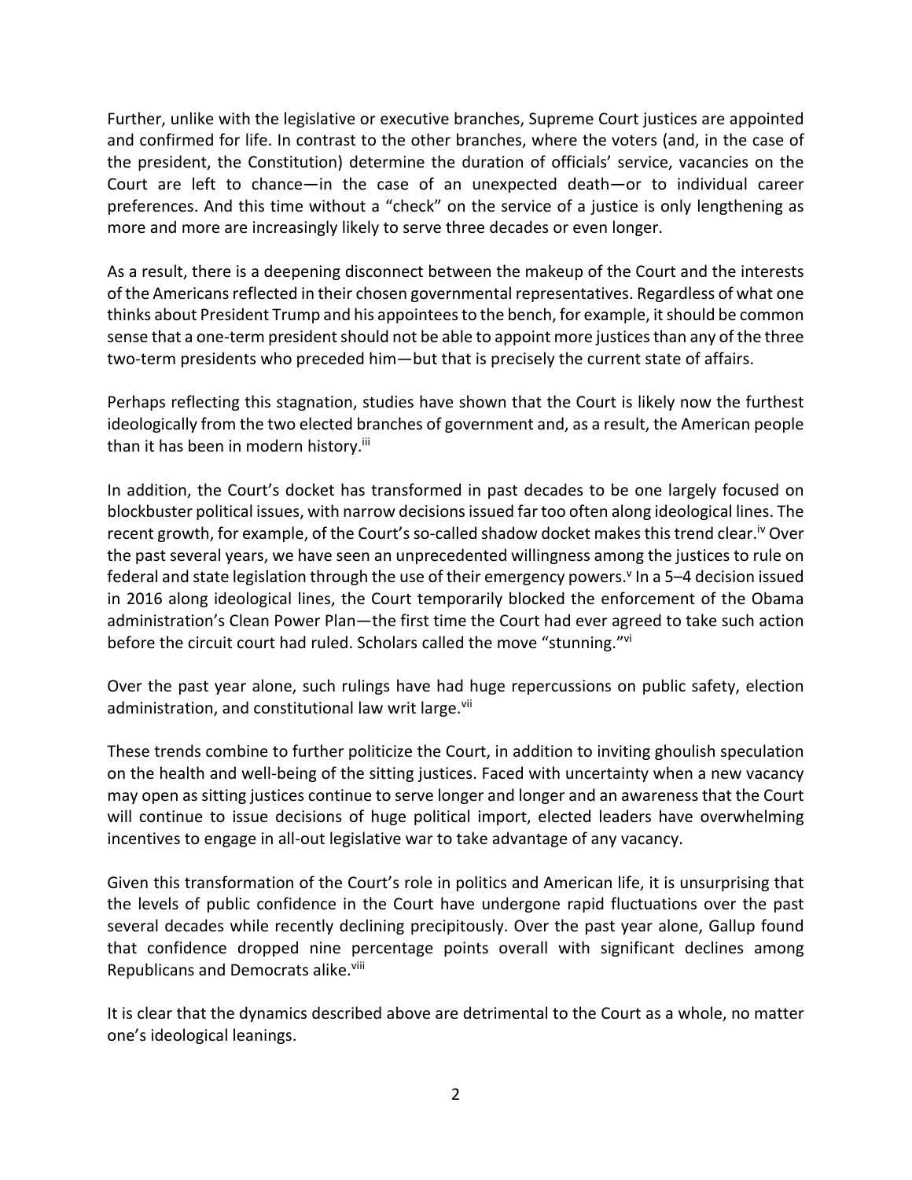Further, unlike with the legislative or executive branches, Supreme Court justices are appointed and confirmed for life. In contrast to the other branches, where the voters (and, in the case of the president, the Constitution) determine the duration of officials' service, vacancies on the Court are left to chance—in the case of an unexpected death—or to individual career preferences. And this time without a "check" on the service of a justice is only lengthening as more and more are increasingly likely to serve three decades or even longer.

As a result, there is a deepening disconnect between the makeup of the Court and the interests of the Americans reflected in their chosen governmental representatives. Regardless of what one thinks about President Trump and his appointees to the bench, for example, it should be common sense that a one-term president should not be able to appoint more justices than any of the three two-term presidents who preceded him—but that is precisely the current state of affairs.

Perhaps reflecting this stagnation, studies have shown that the Court is likely now the furthest ideologically from the two elected branches of government and, as a result, the American people than it has been in modern history.[iii]

In addition, the Court's docket has transformed in past decades to be one largely focused on blockbuster political issues, with narrow decisions issued far too often along ideological lines. The recent growth, for example, of the Court's so-called shadow docket makes this trend clear.[iv] Over the past several years, we have seen an unprecedented willingness among the justices to rule on federal and state legislation through the use of their emergency powers.[v] In a 5–4 decision issued in 2016 along ideological lines, the Court temporarily blocked the enforcement of the Obama administration's Clean Power Plan—the first time the Court had ever agreed to take such action before the circuit court had ruled. Scholars called the move "stunning."[vi]

Over the past year alone, such rulings have had huge repercussions on public safety, election administration, and constitutional law writ large.[vii]

These trends combine to further politicize the Court, in addition to inviting ghoulish speculation on the health and well-being of the sitting justices. Faced with uncertainty when a new vacancy may open as sitting justices continue to serve longer and longer and an awareness that the Court will continue to issue decisions of huge political import, elected leaders have overwhelming incentives to engage in all-out legislative war to take advantage of any vacancy.

Given this transformation of the Court's role in politics and American life, it is unsurprising that the levels of public confidence in the Court have undergone rapid fluctuations over the past several decades while recently declining precipitously. Over the past year alone, Gallup found that confidence dropped nine percentage points overall with significant declines among Republicans and Democrats alike.[viii]

It is clear that the dynamics described above are detrimental to the Court as a whole, no matter one's ideological leanings.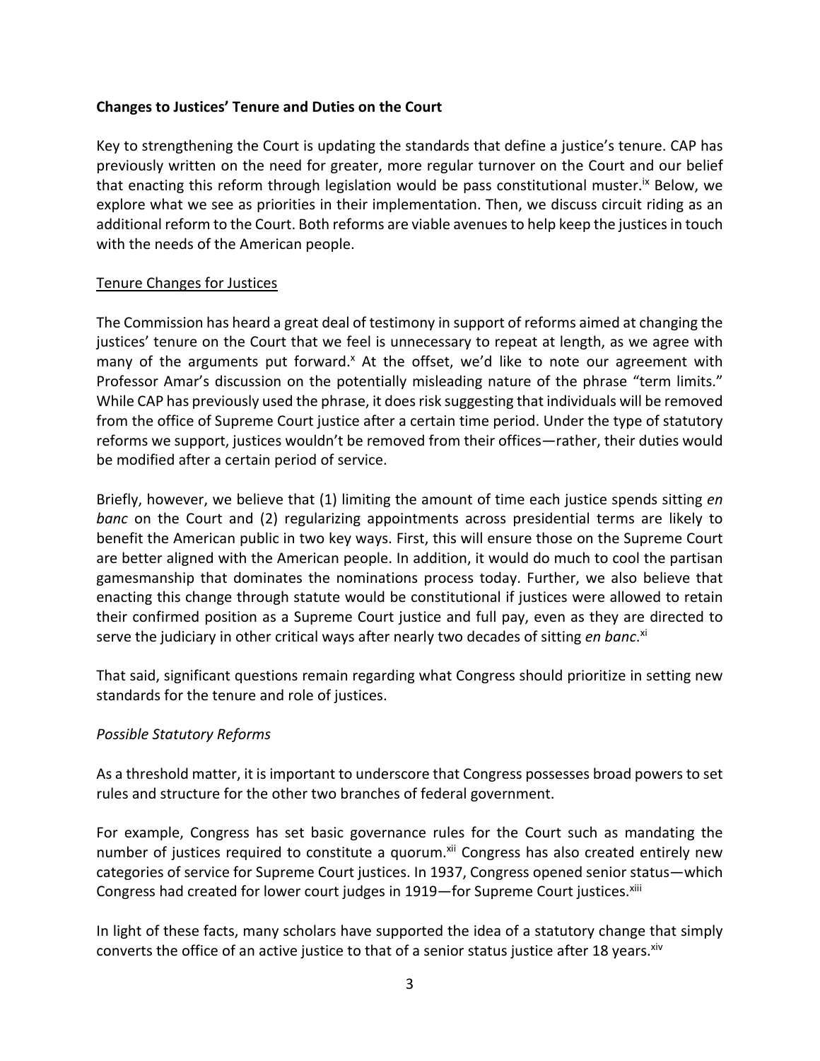**Changes to Justices' Tenure and Duties on the Court**

Key to strengthening the Court is updating the standards that define a justice's tenure. CAP has previously written on the need for greater, more regular turnover on the Court and our belief that enacting this reform through legislation would be pass constitutional muster.[ix] Below, we explore what we see as priorities in their implementation. Then, we discuss circuit riding as an additional reform to the Court. Both reforms are viable avenues to help keep the justices in touch with the needs of the American people.

Tenure Changes for Justices

The Commission has heard a great deal of testimony in support of reforms aimed at changing the justices' tenure on the Court that we feel is unnecessary to repeat at length, as we agree with many of the arguments put forward.[x] At the offset, we'd like to note our agreement with Professor Amar's discussion on the potentially misleading nature of the phrase "term limits." While CAP has previously used the phrase, it does risk suggesting that individuals will be removed from the office of Supreme Court justice after a certain time period. Under the type of statutory reforms we support, justices wouldn't be removed from their offices—rather, their duties would be modified after a certain period of service.

Briefly, however, we believe that (1) limiting the amount of time each justice spends sitting *en banc* on the Court and (2) regularizing appointments across presidential terms are likely to benefit the American public in two key ways. First, this will ensure those on the Supreme Court are better aligned with the American people. In addition, it would do much to cool the partisan gamesmanship that dominates the nominations process today. Further, we also believe that enacting this change through statute would be constitutional if justices were allowed to retain their confirmed position as a Supreme Court justice and full pay, even as they are directed to serve the judiciary in other critical ways after nearly two decades of sitting *en banc*.[xi]

That said, significant questions remain regarding what Congress should prioritize in setting new standards for the tenure and role of justices.

*Possible Statutory Reforms*

As a threshold matter, it is important to underscore that Congress possesses broad powers to set rules and structure for the other two branches of federal government.

For example, Congress has set basic governance rules for the Court such as mandating the number of justices required to constitute a quorum.[xii] Congress has also created entirely new categories of service for Supreme Court justices. In 1937, Congress opened senior status—which Congress had created for lower court judges in 1919—for Supreme Court justices.[xiii]

In light of these facts, many scholars have supported the idea of a statutory change that simply converts the office of an active justice to that of a senior status justice after 18 years.[xiv]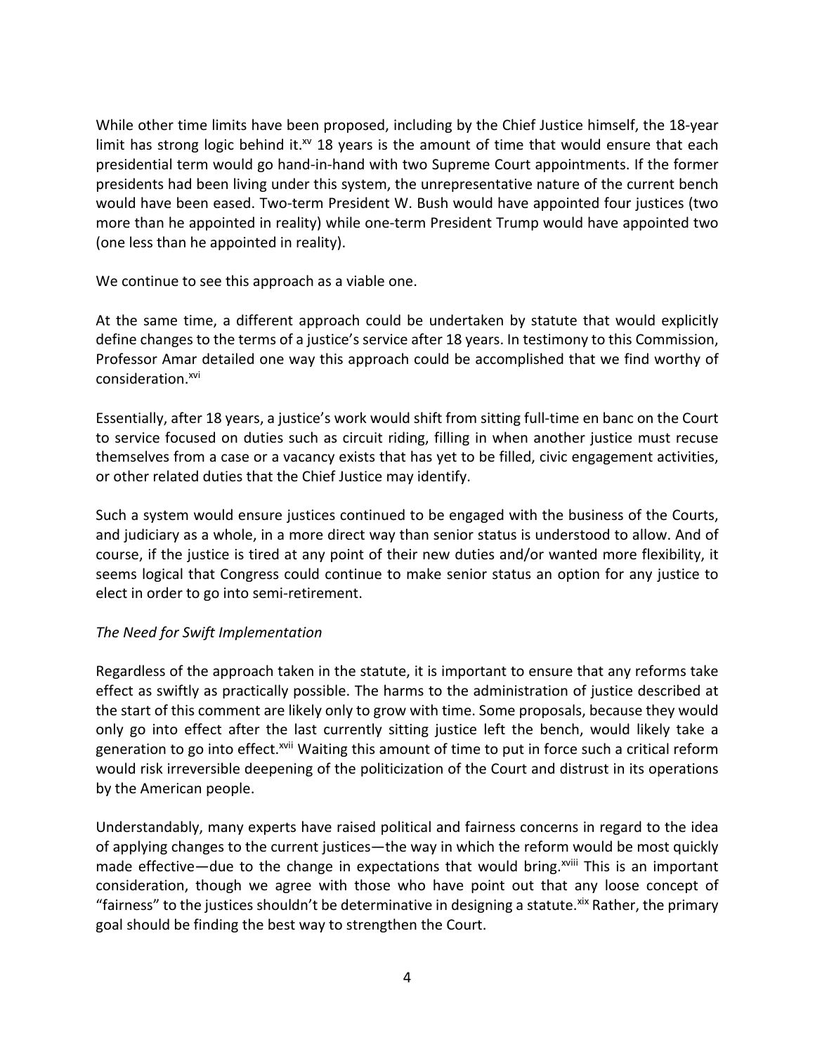While other time limits have been proposed, including by the Chief Justice himself, the 18-year limit has strong logic behind it.[xv] 18 years is the amount of time that would ensure that each presidential term would go hand-in-hand with two Supreme Court appointments. If the former presidents had been living under this system, the unrepresentative nature of the current bench would have been eased. Two-term President W. Bush would have appointed four justices (two more than he appointed in reality) while one-term President Trump would have appointed two (one less than he appointed in reality).

We continue to see this approach as a viable one.

At the same time, a different approach could be undertaken by statute that would explicitly define changes to the terms of a justice's service after 18 years. In testimony to this Commission, Professor Amar detailed one way this approach could be accomplished that we find worthy of consideration.[xvi]

Essentially, after 18 years, a justice's work would shift from sitting full-time en banc on the Court to service focused on duties such as circuit riding, filling in when another justice must recuse themselves from a case or a vacancy exists that has yet to be filled, civic engagement activities, or other related duties that the Chief Justice may identify.

Such a system would ensure justices continued to be engaged with the business of the Courts, and judiciary as a whole, in a more direct way than senior status is understood to allow. And of course, if the justice is tired at any point of their new duties and/or wanted more flexibility, it seems logical that Congress could continue to make senior status an option for any justice to elect in order to go into semi-retirement.

*The Need for Swift Implementation*

Regardless of the approach taken in the statute, it is important to ensure that any reforms take effect as swiftly as practically possible. The harms to the administration of justice described at the start of this comment are likely only to grow with time. Some proposals, because they would only go into effect after the last currently sitting justice left the bench, would likely take a generation to go into effect.[xvii] Waiting this amount of time to put in force such a critical reform would risk irreversible deepening of the politicization of the Court and distrust in its operations by the American people.

Understandably, many experts have raised political and fairness concerns in regard to the idea of applying changes to the current justices—the way in which the reform would be most quickly made effective—due to the change in expectations that would bring.[xviii] This is an important consideration, though we agree with those who have point out that any loose concept of "fairness" to the justices shouldn't be determinative in designing a statute.[xix] Rather, the primary goal should be finding the best way to strengthen the Court.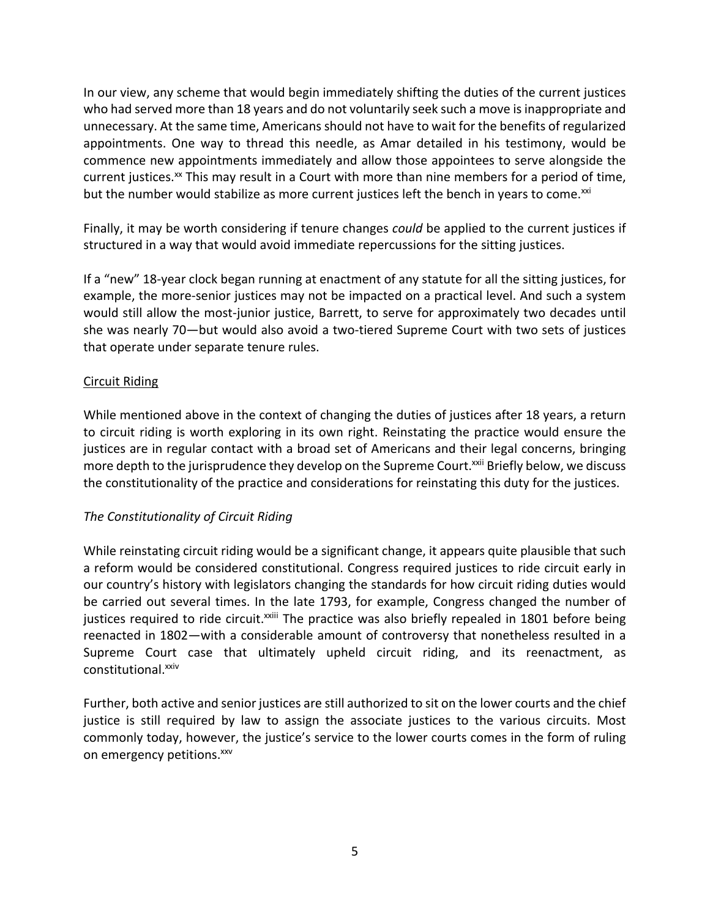In our view, any scheme that would begin immediately shifting the duties of the current justices who had served more than 18 years and do not voluntarily seek such a move is inappropriate and unnecessary. At the same time, Americans should not have to wait for the benefits of regularized appointments. One way to thread this needle, as Amar detailed in his testimony, would be commence new appointments immediately and allow those appointees to serve alongside the current justices.[xx] This may result in a Court with more than nine members for a period of time, but the number would stabilize as more current justices left the bench in years to come.[xxi]

Finally, it may be worth considering if tenure changes *could* be applied to the current justices if structured in a way that would avoid immediate repercussions for the sitting justices.

If a "new" 18-year clock began running at enactment of any statute for all the sitting justices, for example, the more-senior justices may not be impacted on a practical level. And such a system would still allow the most-junior justice, Barrett, to serve for approximately two decades until she was nearly 70—but would also avoid a two-tiered Supreme Court with two sets of justices that operate under separate tenure rules.

## Circuit Riding

While mentioned above in the context of changing the duties of justices after 18 years, a return to circuit riding is worth exploring in its own right. Reinstating the practice would ensure the justices are in regular contact with a broad set of Americans and their legal concerns, bringing more depth to the jurisprudence they develop on the Supreme Court.[xxii] Briefly below, we discuss the constitutionality of the practice and considerations for reinstating this duty for the justices.

### *The Constitutionality of Circuit Riding*

While reinstating circuit riding would be a significant change, it appears quite plausible that such a reform would be considered constitutional. Congress required justices to ride circuit early in our country's history with legislators changing the standards for how circuit riding duties would be carried out several times. In the late 1793, for example, Congress changed the number of justices required to ride circuit.[xxiii] The practice was also briefly repealed in 1801 before being reenacted in 1802—with a considerable amount of controversy that nonetheless resulted in a Supreme Court case that ultimately upheld circuit riding, and its reenactment, as constitutional.[xxiv]

Further, both active and senior justices are still authorized to sit on the lower courts and the chief justice is still required by law to assign the associate justices to the various circuits. Most commonly today, however, the justice's service to the lower courts comes in the form of ruling on emergency petitions.[xxv]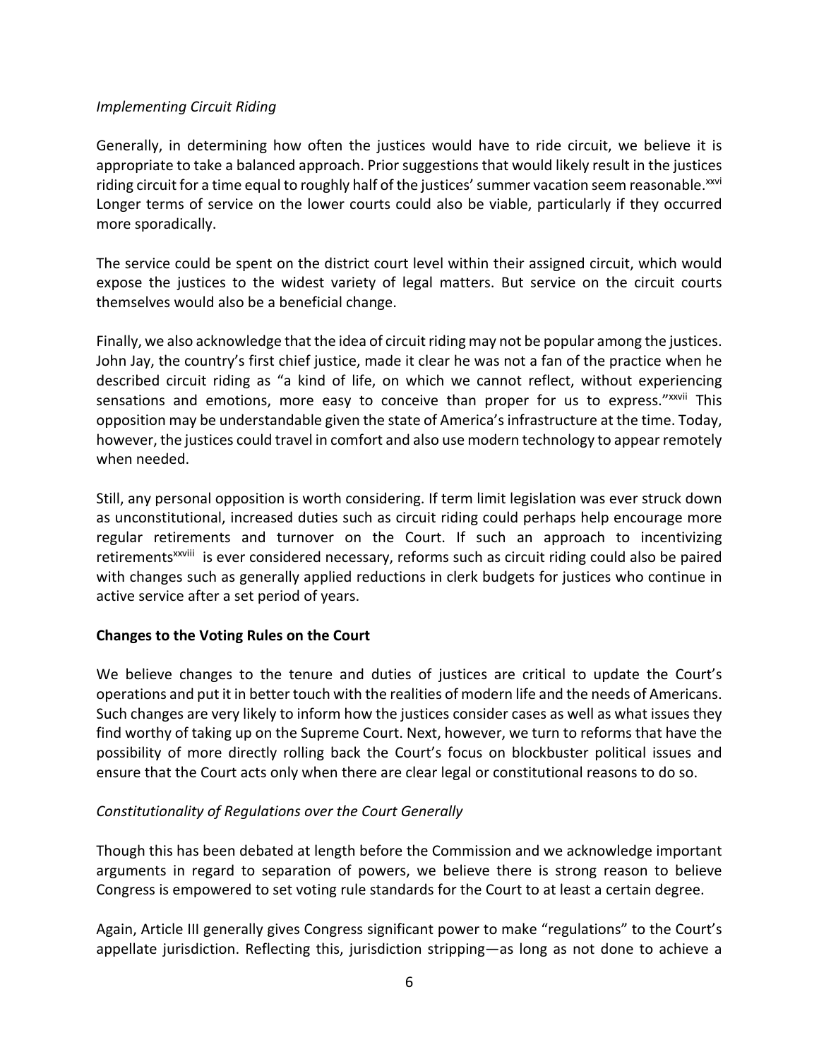*Implementing Circuit Riding*

Generally, in determining how often the justices would have to ride circuit, we believe it is appropriate to take a balanced approach. Prior suggestions that would likely result in the justices riding circuit for a time equal to roughly half of the justices' summer vacation seem reasonable.[xxvi] Longer terms of service on the lower courts could also be viable, particularly if they occurred more sporadically.

The service could be spent on the district court level within their assigned circuit, which would expose the justices to the widest variety of legal matters. But service on the circuit courts themselves would also be a beneficial change.

Finally, we also acknowledge that the idea of circuit riding may not be popular among the justices. John Jay, the country's first chief justice, made it clear he was not a fan of the practice when he described circuit riding as "a kind of life, on which we cannot reflect, without experiencing sensations and emotions, more easy to conceive than proper for us to express."[xxvii] This opposition may be understandable given the state of America's infrastructure at the time. Today, however, the justices could travel in comfort and also use modern technology to appear remotely when needed.

Still, any personal opposition is worth considering. If term limit legislation was ever struck down as unconstitutional, increased duties such as circuit riding could perhaps help encourage more regular retirements and turnover on the Court. If such an approach to incentivizing retirements[xxviii] is ever considered necessary, reforms such as circuit riding could also be paired with changes such as generally applied reductions in clerk budgets for justices who continue in active service after a set period of years.

**Changes to the Voting Rules on the Court**

We believe changes to the tenure and duties of justices are critical to update the Court's operations and put it in better touch with the realities of modern life and the needs of Americans. Such changes are very likely to inform how the justices consider cases as well as what issues they find worthy of taking up on the Supreme Court. Next, however, we turn to reforms that have the possibility of more directly rolling back the Court's focus on blockbuster political issues and ensure that the Court acts only when there are clear legal or constitutional reasons to do so.

*Constitutionality of Regulations over the Court Generally*

Though this has been debated at length before the Commission and we acknowledge important arguments in regard to separation of powers, we believe there is strong reason to believe Congress is empowered to set voting rule standards for the Court to at least a certain degree.

Again, Article III generally gives Congress significant power to make "regulations" to the Court's appellate jurisdiction. Reflecting this, jurisdiction stripping—as long as not done to achieve a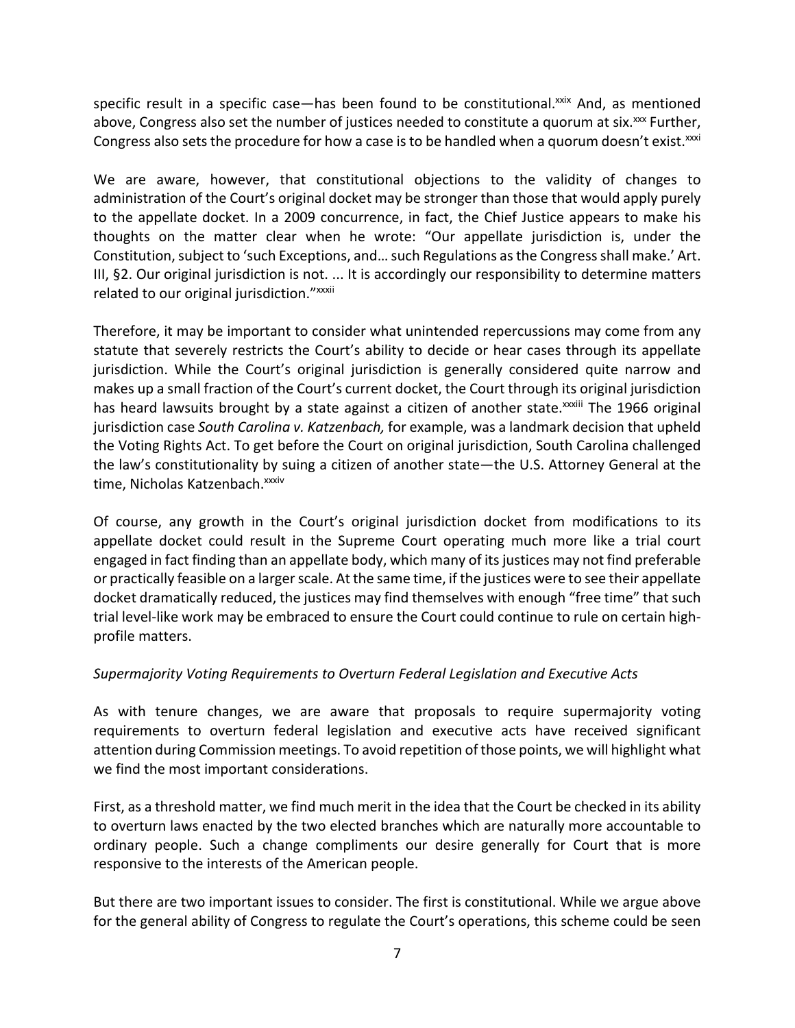specific result in a specific case—has been found to be constitutional.[xxix] And, as mentioned above, Congress also set the number of justices needed to constitute a quorum at six.[xxx] Further, Congress also sets the procedure for how a case is to be handled when a quorum doesn't exist.[xxxi]

We are aware, however, that constitutional objections to the validity of changes to administration of the Court's original docket may be stronger than those that would apply purely to the appellate docket. In a 2009 concurrence, in fact, the Chief Justice appears to make his thoughts on the matter clear when he wrote: "Our appellate jurisdiction is, under the Constitution, subject to 'such Exceptions, and… such Regulations as the Congress shall make.' Art. III, §2. Our original jurisdiction is not. ... It is accordingly our responsibility to determine matters related to our original jurisdiction."[xxxii]

Therefore, it may be important to consider what unintended repercussions may come from any statute that severely restricts the Court's ability to decide or hear cases through its appellate jurisdiction. While the Court's original jurisdiction is generally considered quite narrow and makes up a small fraction of the Court's current docket, the Court through its original jurisdiction has heard lawsuits brought by a state against a citizen of another state.[xxxiii] The 1966 original jurisdiction case *South Carolina v. Katzenbach,* for example, was a landmark decision that upheld the Voting Rights Act. To get before the Court on original jurisdiction, South Carolina challenged the law's constitutionality by suing a citizen of another state—the U.S. Attorney General at the time, Nicholas Katzenbach.[xxxiv]

Of course, any growth in the Court's original jurisdiction docket from modifications to its appellate docket could result in the Supreme Court operating much more like a trial court engaged in fact finding than an appellate body, which many of its justices may not find preferable or practically feasible on a larger scale. At the same time, if the justices were to see their appellate docket dramatically reduced, the justices may find themselves with enough "free time" that such trial level-like work may be embraced to ensure the Court could continue to rule on certain high-profile matters.

*Supermajority Voting Requirements to Overturn Federal Legislation and Executive Acts*

As with tenure changes, we are aware that proposals to require supermajority voting requirements to overturn federal legislation and executive acts have received significant attention during Commission meetings. To avoid repetition of those points, we will highlight what we find the most important considerations.

First, as a threshold matter, we find much merit in the idea that the Court be checked in its ability to overturn laws enacted by the two elected branches which are naturally more accountable to ordinary people. Such a change compliments our desire generally for Court that is more responsive to the interests of the American people.

But there are two important issues to consider. The first is constitutional. While we argue above for the general ability of Congress to regulate the Court's operations, this scheme could be seen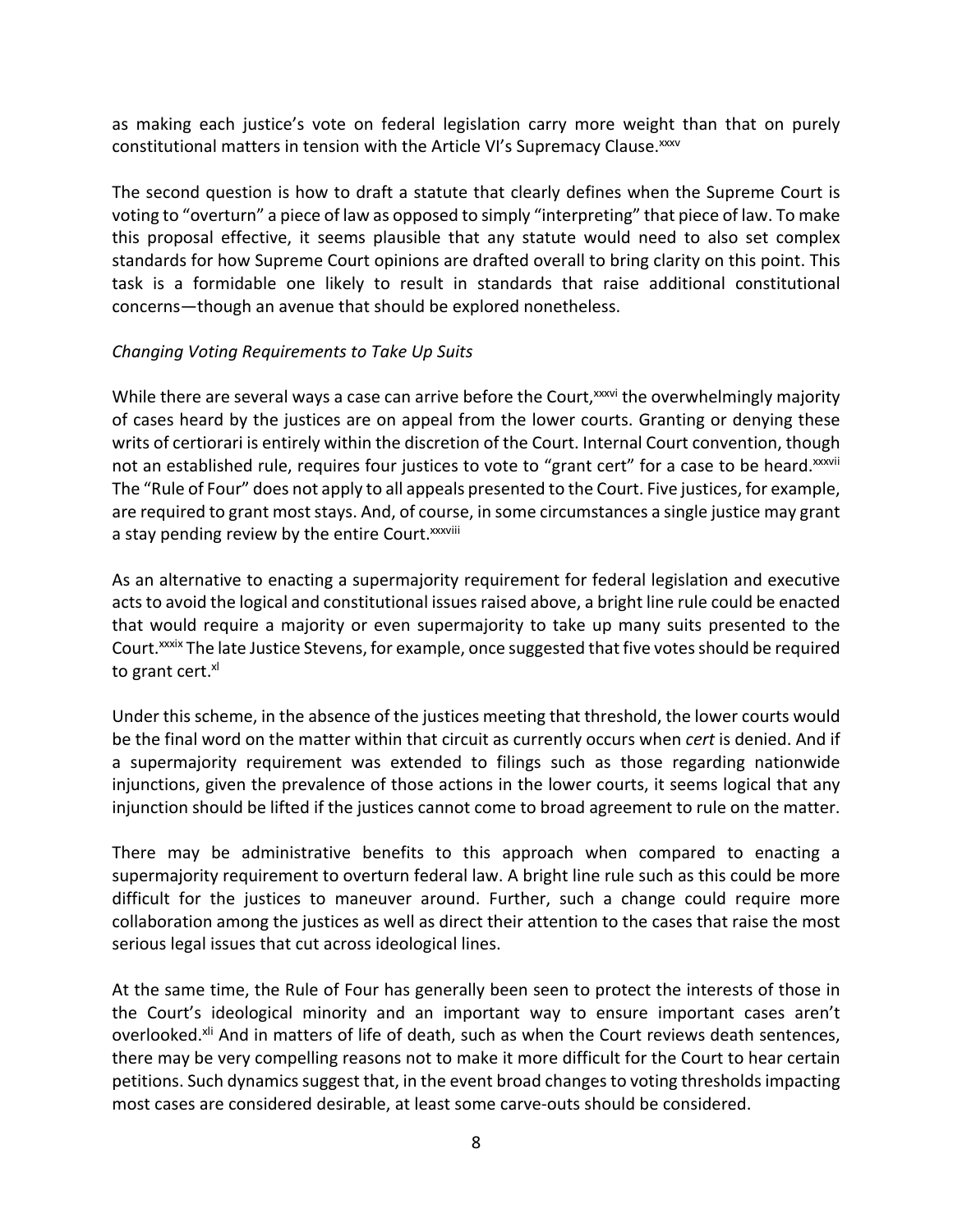as making each justice's vote on federal legislation carry more weight than that on purely constitutional matters in tension with the Article VI's Supremacy Clause.[xxxv]

The second question is how to draft a statute that clearly defines when the Supreme Court is voting to "overturn" a piece of law as opposed to simply "interpreting" that piece of law. To make this proposal effective, it seems plausible that any statute would need to also set complex standards for how Supreme Court opinions are drafted overall to bring clarity on this point. This task is a formidable one likely to result in standards that raise additional constitutional concerns—though an avenue that should be explored nonetheless.

*Changing Voting Requirements to Take Up Suits*

While there are several ways a case can arrive before the Court,[xxxvi] the overwhelmingly majority of cases heard by the justices are on appeal from the lower courts. Granting or denying these writs of certiorari is entirely within the discretion of the Court. Internal Court convention, though not an established rule, requires four justices to vote to "grant cert" for a case to be heard.[xxxvii] The "Rule of Four" does not apply to all appeals presented to the Court. Five justices, for example, are required to grant most stays. And, of course, in some circumstances a single justice may grant a stay pending review by the entire Court.[xxxviii]

As an alternative to enacting a supermajority requirement for federal legislation and executive acts to avoid the logical and constitutional issues raised above, a bright line rule could be enacted that would require a majority or even supermajority to take up many suits presented to the Court.[xxxix] The late Justice Stevens, for example, once suggested that five votes should be required to grant cert.[xl]

Under this scheme, in the absence of the justices meeting that threshold, the lower courts would be the final word on the matter within that circuit as currently occurs when *cert* is denied. And if a supermajority requirement was extended to filings such as those regarding nationwide injunctions, given the prevalence of those actions in the lower courts, it seems logical that any injunction should be lifted if the justices cannot come to broad agreement to rule on the matter.

There may be administrative benefits to this approach when compared to enacting a supermajority requirement to overturn federal law. A bright line rule such as this could be more difficult for the justices to maneuver around. Further, such a change could require more collaboration among the justices as well as direct their attention to the cases that raise the most serious legal issues that cut across ideological lines.

At the same time, the Rule of Four has generally been seen to protect the interests of those in the Court's ideological minority and an important way to ensure important cases aren't overlooked.[xli] And in matters of life of death, such as when the Court reviews death sentences, there may be very compelling reasons not to make it more difficult for the Court to hear certain petitions. Such dynamics suggest that, in the event broad changes to voting thresholds impacting most cases are considered desirable, at least some carve-outs should be considered.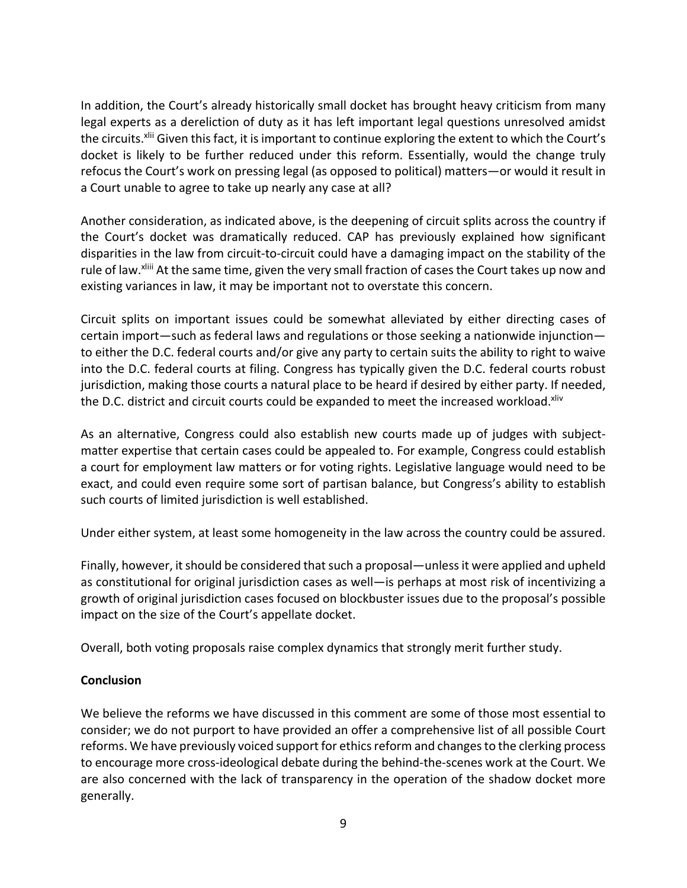In addition, the Court's already historically small docket has brought heavy criticism from many legal experts as a dereliction of duty as it has left important legal questions unresolved amidst the circuits.[xlii] Given this fact, it is important to continue exploring the extent to which the Court's docket is likely to be further reduced under this reform. Essentially, would the change truly refocus the Court's work on pressing legal (as opposed to political) matters—or would it result in a Court unable to agree to take up nearly any case at all?

Another consideration, as indicated above, is the deepening of circuit splits across the country if the Court's docket was dramatically reduced. CAP has previously explained how significant disparities in the law from circuit-to-circuit could have a damaging impact on the stability of the rule of law.[xliii] At the same time, given the very small fraction of cases the Court takes up now and existing variances in law, it may be important not to overstate this concern.

Circuit splits on important issues could be somewhat alleviated by either directing cases of certain import—such as federal laws and regulations or those seeking a nationwide injunction—to either the D.C. federal courts and/or give any party to certain suits the ability to right to waive into the D.C. federal courts at filing. Congress has typically given the D.C. federal courts robust jurisdiction, making those courts a natural place to be heard if desired by either party. If needed, the D.C. district and circuit courts could be expanded to meet the increased workload.[xliv]

As an alternative, Congress could also establish new courts made up of judges with subject-matter expertise that certain cases could be appealed to. For example, Congress could establish a court for employment law matters or for voting rights. Legislative language would need to be exact, and could even require some sort of partisan balance, but Congress's ability to establish such courts of limited jurisdiction is well established.

Under either system, at least some homogeneity in the law across the country could be assured.

Finally, however, it should be considered that such a proposal—unless it were applied and upheld as constitutional for original jurisdiction cases as well—is perhaps at most risk of incentivizing a growth of original jurisdiction cases focused on blockbuster issues due to the proposal's possible impact on the size of the Court's appellate docket.

Overall, both voting proposals raise complex dynamics that strongly merit further study.

**Conclusion**

We believe the reforms we have discussed in this comment are some of those most essential to consider; we do not purport to have provided an offer a comprehensive list of all possible Court reforms. We have previously voiced support for ethics reform and changes to the clerking process to encourage more cross-ideological debate during the behind-the-scenes work at the Court. We are also concerned with the lack of transparency in the operation of the shadow docket more generally.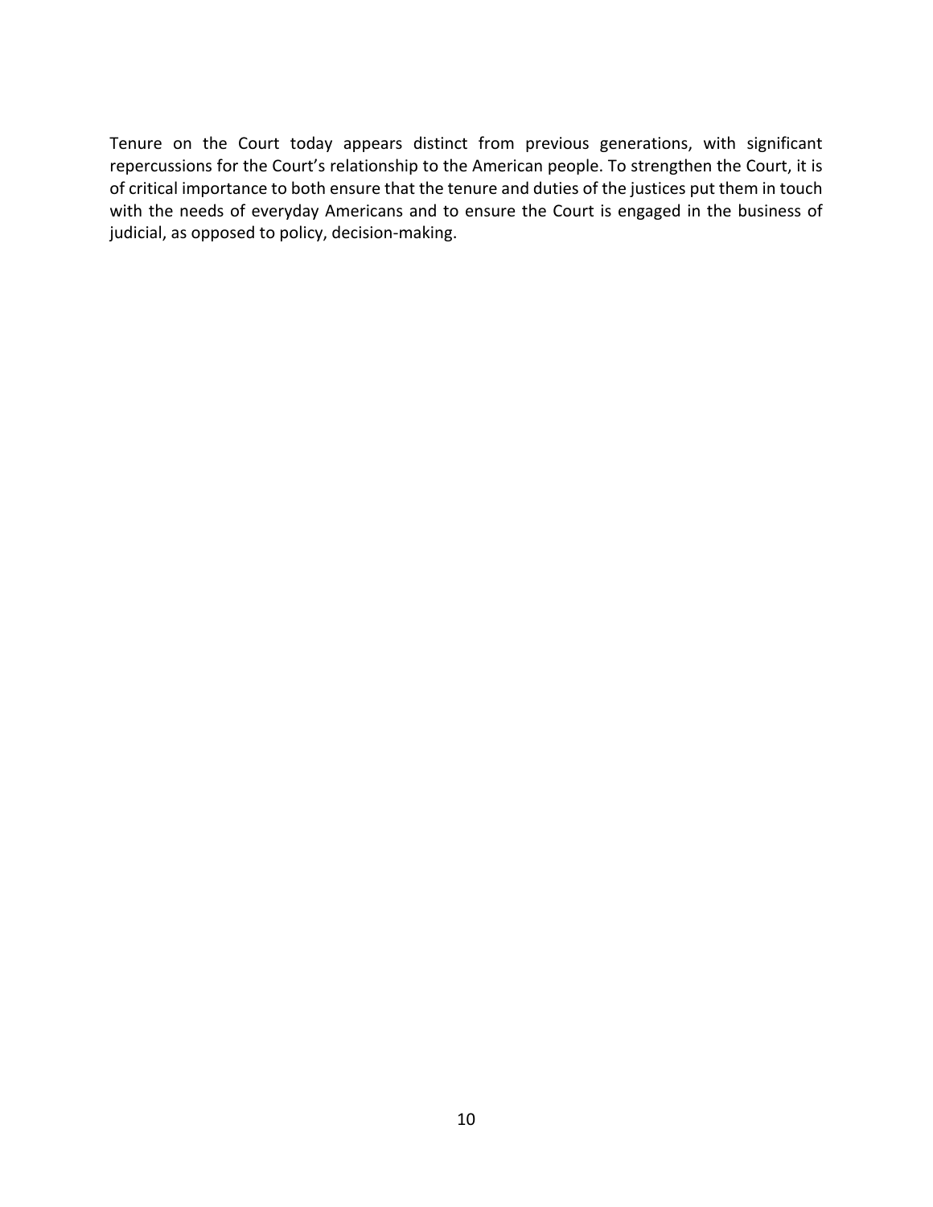Tenure on the Court today appears distinct from previous generations, with significant repercussions for the Court's relationship to the American people. To strengthen the Court, it is of critical importance to both ensure that the tenure and duties of the justices put them in touch with the needs of everyday Americans and to ensure the Court is engaged in the business of judicial, as opposed to policy, decision-making.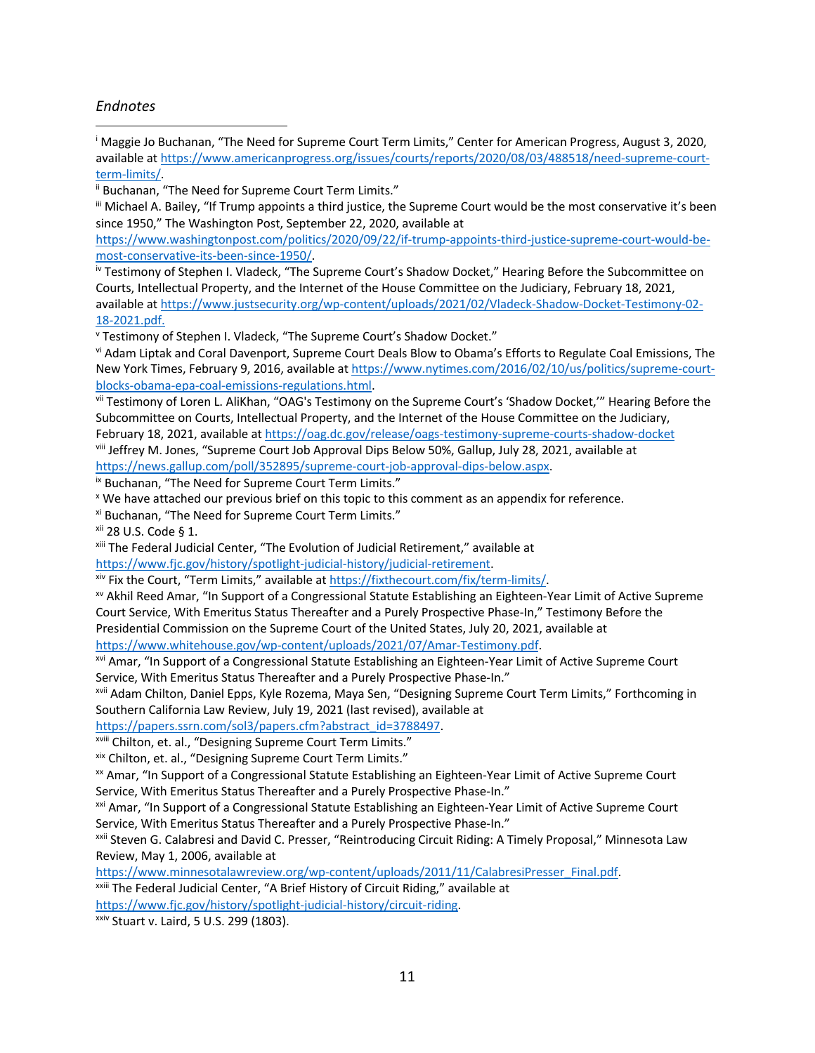*Endnotes*

---

[i] Maggie Jo Buchanan, "The Need for Supreme Court Term Limits," Center for American Progress, August 3, 2020, available at https://www.americanprogress.org/issues/courts/reports/2020/08/03/488518/need-supreme-court-term-limits/.

[ii] Buchanan, "The Need for Supreme Court Term Limits."

[iii] Michael A. Bailey, "If Trump appoints a third justice, the Supreme Court would be the most conservative it's been since 1950," The Washington Post, September 22, 2020, available at https://www.washingtonpost.com/politics/2020/09/22/if-trump-appoints-third-justice-supreme-court-would-be-most-conservative-its-been-since-1950/.

[iv] Testimony of Stephen I. Vladeck, "The Supreme Court's Shadow Docket," Hearing Before the Subcommittee on Courts, Intellectual Property, and the Internet of the House Committee on the Judiciary, February 18, 2021, available at https://www.justsecurity.org/wp-content/uploads/2021/02/Vladeck-Shadow-Docket-Testimony-02-18-2021.pdf.

[v] Testimony of Stephen I. Vladeck, "The Supreme Court's Shadow Docket."

[vi] Adam Liptak and Coral Davenport, Supreme Court Deals Blow to Obama's Efforts to Regulate Coal Emissions, The New York Times, February 9, 2016, available at https://www.nytimes.com/2016/02/10/us/politics/supreme-court-blocks-obama-epa-coal-emissions-regulations.html.

[vii] Testimony of Loren L. AliKhan, "OAG's Testimony on the Supreme Court's 'Shadow Docket,'" Hearing Before the Subcommittee on Courts, Intellectual Property, and the Internet of the House Committee on the Judiciary, February 18, 2021, available at https://oag.dc.gov/release/oags-testimony-supreme-courts-shadow-docket

[viii] Jeffrey M. Jones, "Supreme Court Job Approval Dips Below 50%, Gallup, July 28, 2021, available at https://news.gallup.com/poll/352895/supreme-court-job-approval-dips-below.aspx.

[ix] Buchanan, "The Need for Supreme Court Term Limits."

[x] We have attached our previous brief on this topic to this comment as an appendix for reference.

[xi] Buchanan, "The Need for Supreme Court Term Limits."

[xii] 28 U.S. Code § 1.

[xiii] The Federal Judicial Center, "The Evolution of Judicial Retirement," available at https://www.fjc.gov/history/spotlight-judicial-history/judicial-retirement.

[xiv] Fix the Court, "Term Limits," available at https://fixthecourt.com/fix/term-limits/.

[xv] Akhil Reed Amar, "In Support of a Congressional Statute Establishing an Eighteen-Year Limit of Active Supreme Court Service, With Emeritus Status Thereafter and a Purely Prospective Phase-In," Testimony Before the Presidential Commission on the Supreme Court of the United States, July 20, 2021, available at https://www.whitehouse.gov/wp-content/uploads/2021/07/Amar-Testimony.pdf.

[xvi] Amar, "In Support of a Congressional Statute Establishing an Eighteen-Year Limit of Active Supreme Court Service, With Emeritus Status Thereafter and a Purely Prospective Phase-In."

[xvii] Adam Chilton, Daniel Epps, Kyle Rozema, Maya Sen, "Designing Supreme Court Term Limits," Forthcoming in Southern California Law Review, July 19, 2021 (last revised), available at https://papers.ssrn.com/sol3/papers.cfm?abstract_id=3788497.

[xviii] Chilton, et. al., "Designing Supreme Court Term Limits."

[xix] Chilton, et. al., "Designing Supreme Court Term Limits."

[xx] Amar, "In Support of a Congressional Statute Establishing an Eighteen-Year Limit of Active Supreme Court Service, With Emeritus Status Thereafter and a Purely Prospective Phase-In."

[xxi] Amar, "In Support of a Congressional Statute Establishing an Eighteen-Year Limit of Active Supreme Court Service, With Emeritus Status Thereafter and a Purely Prospective Phase-In."

[xxii] Steven G. Calabresi and David C. Presser, "Reintroducing Circuit Riding: A Timely Proposal," Minnesota Law Review, May 1, 2006, available at https://www.minnesotalawreview.org/wp-content/uploads/2011/11/CalabresiPresser_Final.pdf.

[xxiii] The Federal Judicial Center, "A Brief History of Circuit Riding," available at https://www.fjc.gov/history/spotlight-judicial-history/circuit-riding.

[xxiv] Stuart v. Laird, 5 U.S. 299 (1803).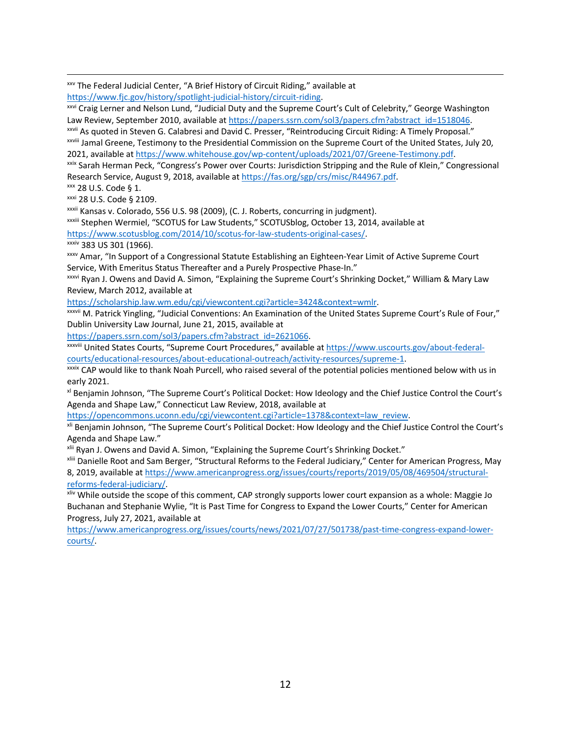[xxv] The Federal Judicial Center, "A Brief History of Circuit Riding," available at https://www.fjc.gov/history/spotlight-judicial-history/circuit-riding.

[xxvi] Craig Lerner and Nelson Lund, "Judicial Duty and the Supreme Court's Cult of Celebrity," George Washington Law Review, September 2010, available at https://papers.ssrn.com/sol3/papers.cfm?abstract_id=1518046.

[xxvii] As quoted in Steven G. Calabresi and David C. Presser, "Reintroducing Circuit Riding: A Timely Proposal."

[xxviii] Jamal Greene, Testimony to the Presidential Commission on the Supreme Court of the United States, July 20, 2021, available at https://www.whitehouse.gov/wp-content/uploads/2021/07/Greene-Testimony.pdf.

[xxix] Sarah Herman Peck, "Congress's Power over Courts: Jurisdiction Stripping and the Rule of Klein," Congressional Research Service, August 9, 2018, available at https://fas.org/sgp/crs/misc/R44967.pdf.

[xxx] 28 U.S. Code § 1.

[xxxi] 28 U.S. Code § 2109.

[xxxii] Kansas v. Colorado, 556 U.S. 98 (2009), (C. J. Roberts, concurring in judgment).

[xxxiii] Stephen Wermiel, "SCOTUS for Law Students," SCOTUSblog, October 13, 2014, available at https://www.scotusblog.com/2014/10/scotus-for-law-students-original-cases/.

[xxxiv] 383 US 301 (1966).

[xxxv] Amar, "In Support of a Congressional Statute Establishing an Eighteen-Year Limit of Active Supreme Court Service, With Emeritus Status Thereafter and a Purely Prospective Phase-In."

[xxxvi] Ryan J. Owens and David A. Simon, "Explaining the Supreme Court's Shrinking Docket," William & Mary Law Review, March 2012, available at https://scholarship.law.wm.edu/cgi/viewcontent.cgi?article=3424&context=wmlr.

[xxxvii] M. Patrick Yingling, "Judicial Conventions: An Examination of the United States Supreme Court's Rule of Four," Dublin University Law Journal, June 21, 2015, available at https://papers.ssrn.com/sol3/papers.cfm?abstract_id=2621066.

[xxxviii] United States Courts, "Supreme Court Procedures," available at https://www.uscourts.gov/about-federal-courts/educational-resources/about-educational-outreach/activity-resources/supreme-1.

[xxxix] CAP would like to thank Noah Purcell, who raised several of the potential policies mentioned below with us in early 2021.

[xl] Benjamin Johnson, "The Supreme Court's Political Docket: How Ideology and the Chief Justice Control the Court's Agenda and Shape Law," Connecticut Law Review, 2018, available at https://opencommons.uconn.edu/cgi/viewcontent.cgi?article=1378&context=law_review.

[xli] Benjamin Johnson, "The Supreme Court's Political Docket: How Ideology and the Chief Justice Control the Court's Agenda and Shape Law."

[xlii] Ryan J. Owens and David A. Simon, "Explaining the Supreme Court's Shrinking Docket."

[xliii] Danielle Root and Sam Berger, "Structural Reforms to the Federal Judiciary," Center for American Progress, May 8, 2019, available at https://www.americanprogress.org/issues/courts/reports/2019/05/08/469504/structural-reforms-federal-judiciary/.

[xliv] While outside the scope of this comment, CAP strongly supports lower court expansion as a whole: Maggie Jo Buchanan and Stephanie Wylie, "It is Past Time for Congress to Expand the Lower Courts," Center for American Progress, July 27, 2021, available at https://www.americanprogress.org/issues/courts/news/2021/07/27/501738/past-time-congress-expand-lower-courts/.